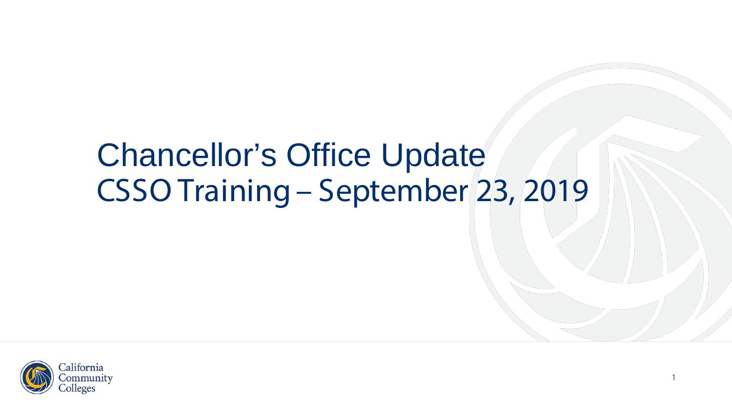# Chancellor's Office Update
# CSSO Training – September 23, 2019

California Community Colleges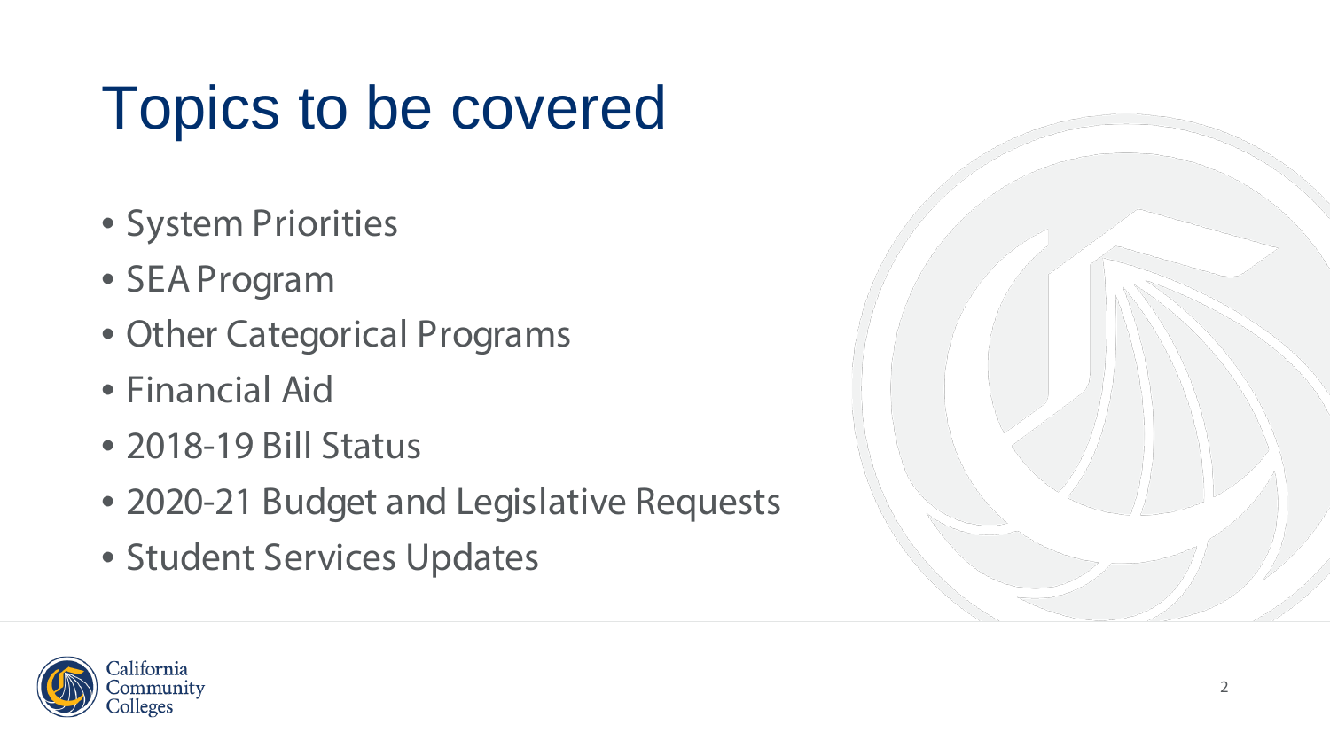# Topics to be covered

- System Priorities
- SEA Program
- Other Categorical Programs
- Financial Aid
- 2018-19 Bill Status
- 2020-21 Budget and Legislative Requests
- Student Services Updates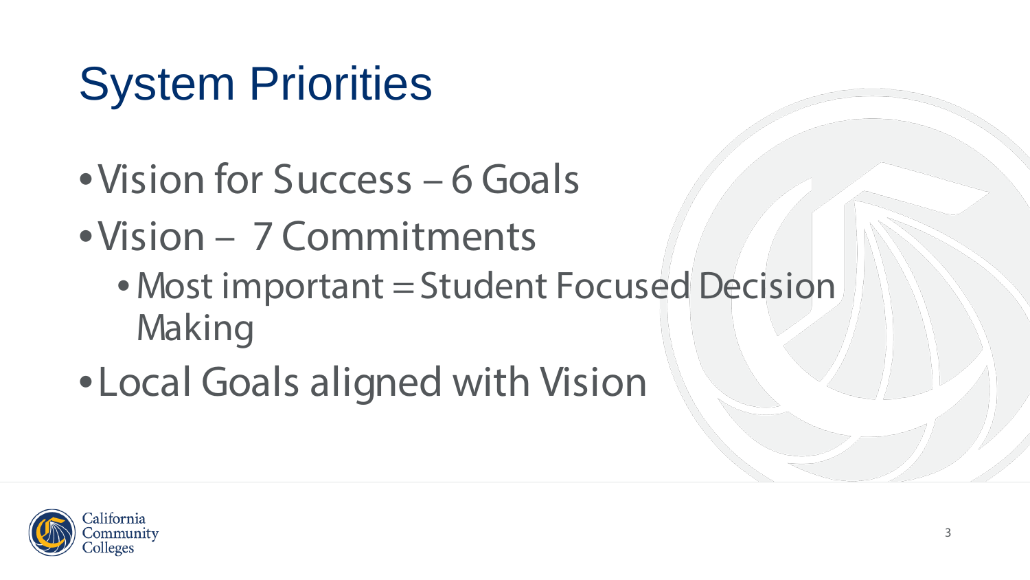# System Priorities

- Vision for Success – 6 Goals
- Vision – 7 Commitments
  - Most important = Student Focused Decision Making
- Local Goals aligned with Vision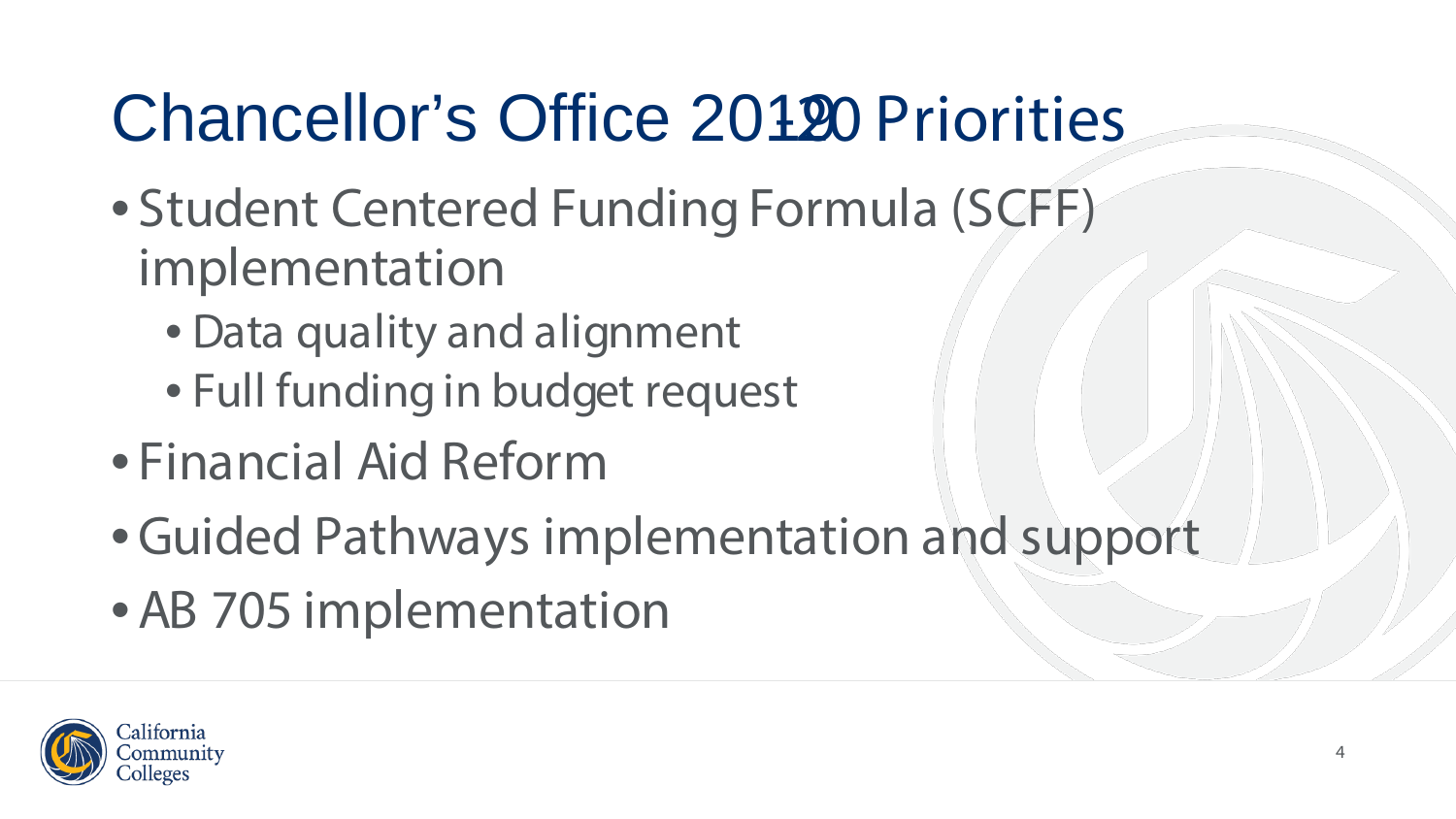# Chancellor's Office 2019-20 Priorities

- Student Centered Funding Formula (SCFF) implementation
  - Data quality and alignment
  - Full funding in budget request
- Financial Aid Reform
- Guided Pathways implementation and support
- AB 705 implementation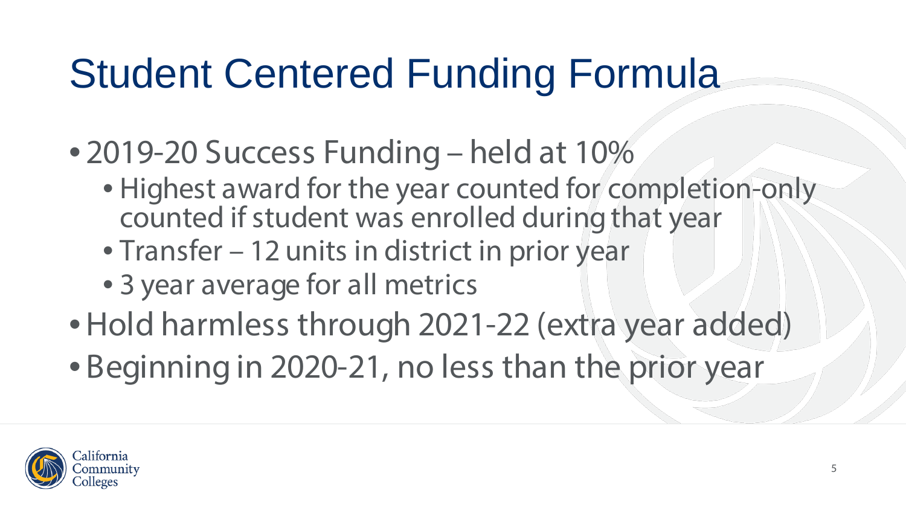# Student Centered Funding Formula

- 2019-20 Success Funding – held at 10%
  - Highest award for the year counted for completion-only counted if student was enrolled during that year
  - Transfer – 12 units in district in prior year
  - 3 year average for all metrics
- Hold harmless through 2021-22 (extra year added)
- Beginning in 2020-21, no less than the prior year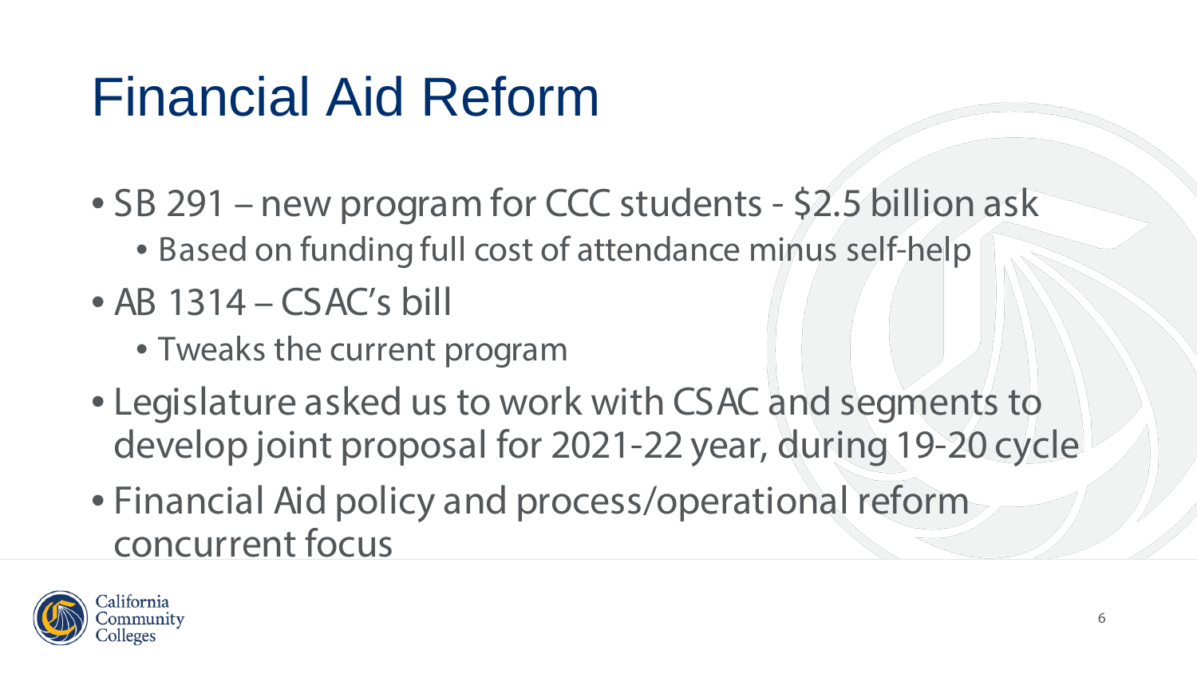# Financial Aid Reform

- SB 291 – new program for CCC students - $2.5 billion ask
  - Based on funding full cost of attendance minus self-help
- AB 1314 – CSAC's bill
  - Tweaks the current program
- Legislature asked us to work with CSAC and segments to develop joint proposal for 2021-22 year, during 19-20 cycle
- Financial Aid policy and process/operational reform concurrent focus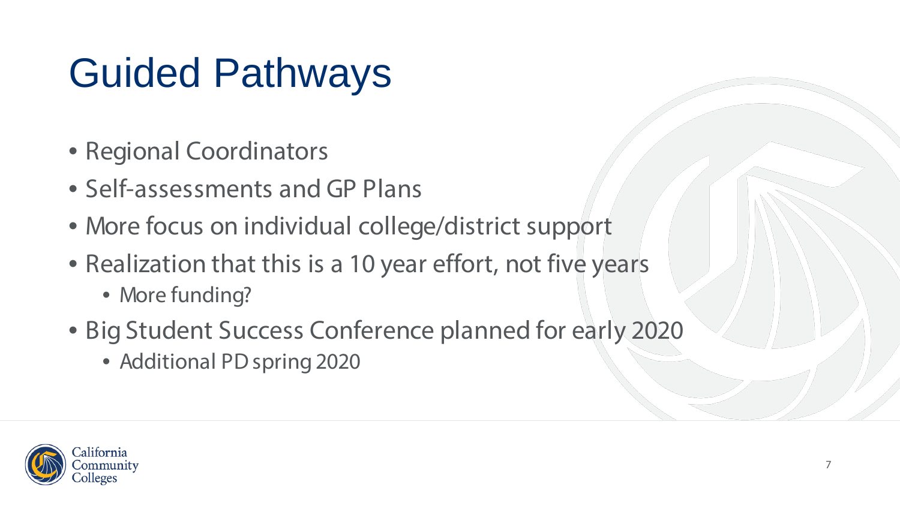# Guided Pathways

- Regional Coordinators
- Self-assessments and GP Plans
- More focus on individual college/district support
- Realization that this is a 10 year effort, not five years
  - More funding?
- Big Student Success Conference planned for early 2020
  - Additional PD spring 2020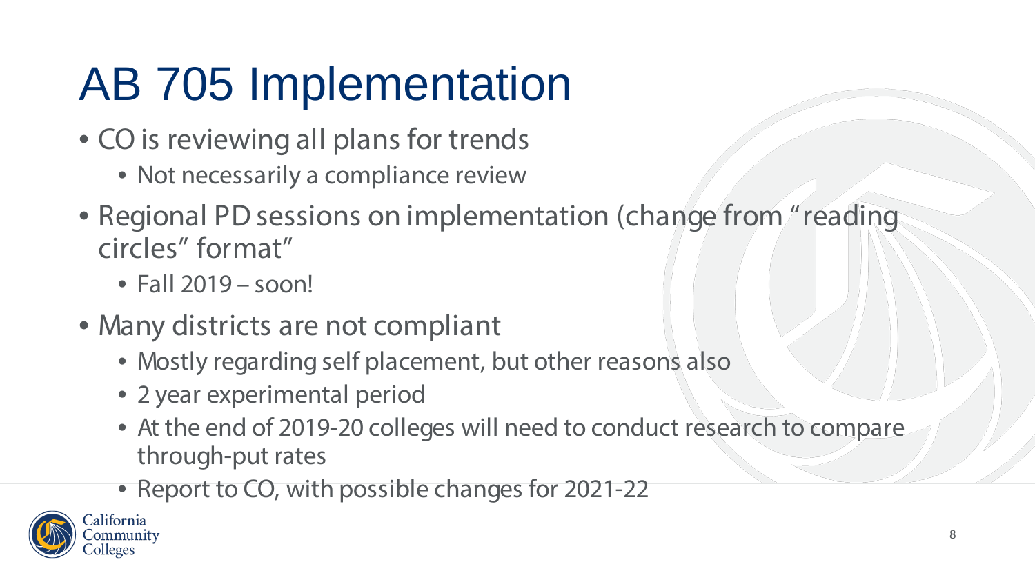# AB 705 Implementation

- CO is reviewing all plans for trends
  - Not necessarily a compliance review
- Regional PD sessions on implementation (change from "reading circles" format"
  - Fall 2019 – soon!
- Many districts are not compliant
  - Mostly regarding self placement, but other reasons also
  - 2 year experimental period
  - At the end of 2019-20 colleges will need to conduct research to compare through-put rates
  - Report to CO, with possible changes for 2021-22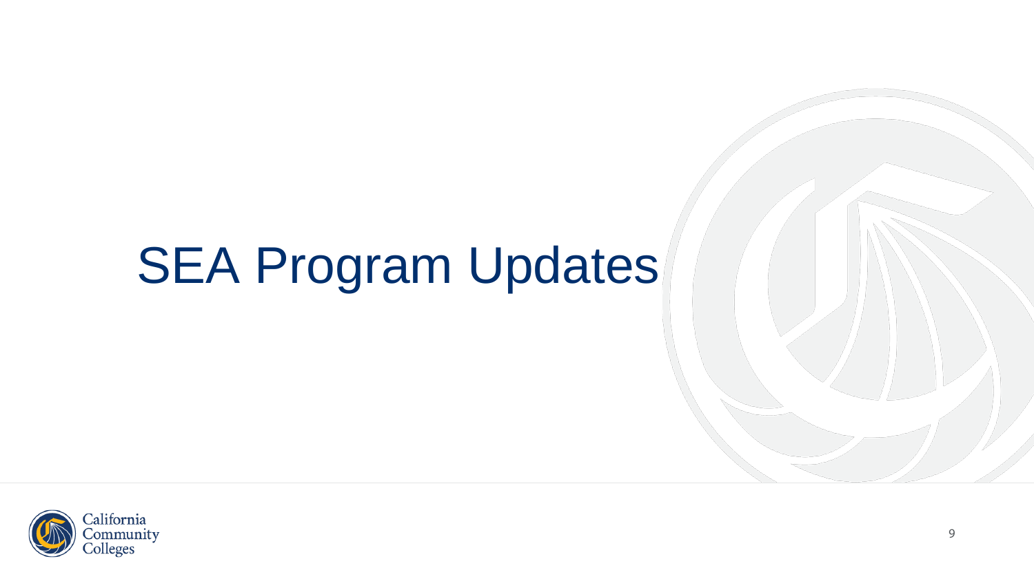# SEA Program Updates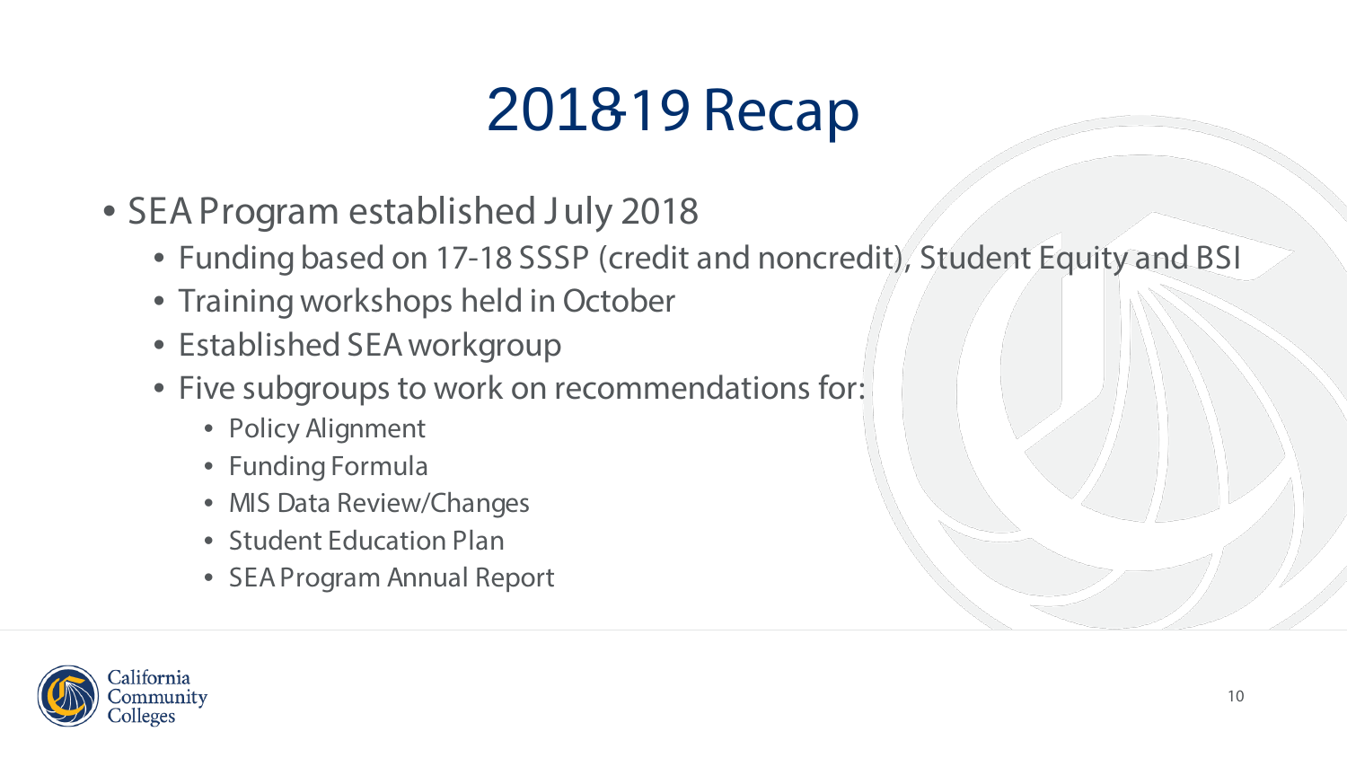# 2018-19 Recap

- SEA Program established July 2018
  - Funding based on 17-18 SSSP (credit and noncredit), Student Equity and BSI
  - Training workshops held in October
  - Established SEA workgroup
  - Five subgroups to work on recommendations for:
    - Policy Alignment
    - Funding Formula
    - MIS Data Review/Changes
    - Student Education Plan
    - SEA Program Annual Report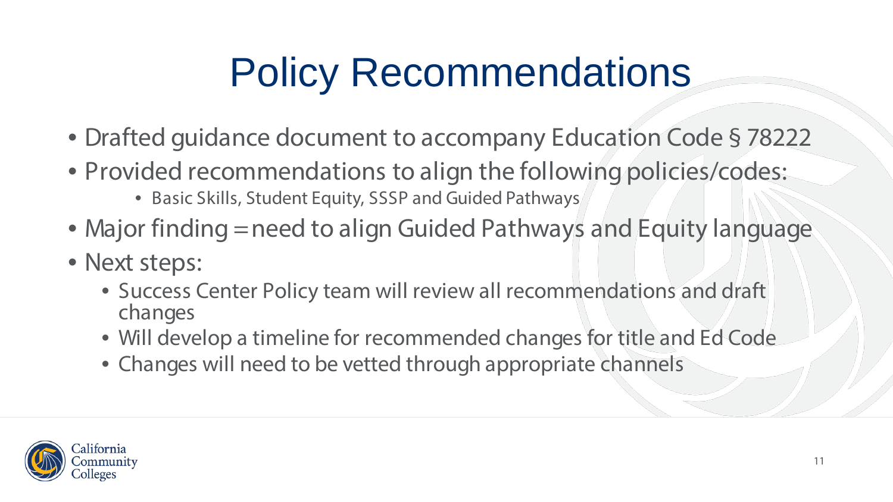# Policy Recommendations

- Drafted guidance document to accompany Education Code § 78222
- Provided recommendations to align the following policies/codes:
  - Basic Skills, Student Equity, SSSP and Guided Pathways
- Major finding = need to align Guided Pathways and Equity language
- Next steps:
  - Success Center Policy team will review all recommendations and draft changes
  - Will develop a timeline for recommended changes for title and Ed Code
  - Changes will need to be vetted through appropriate channels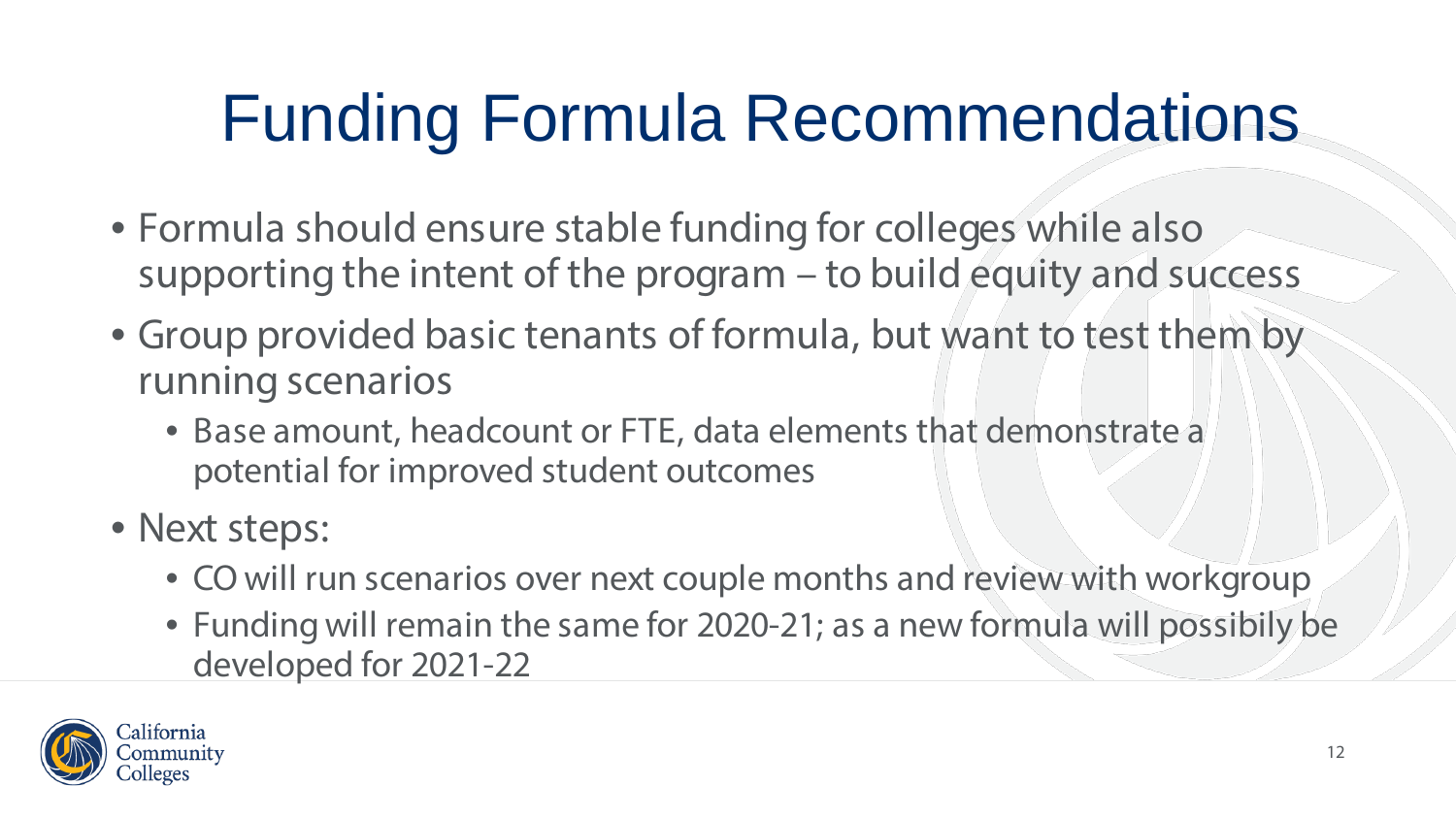# Funding Formula Recommendations

- Formula should ensure stable funding for colleges while also supporting the intent of the program – to build equity and success
- Group provided basic tenants of formula, but want to test them by running scenarios
  - Base amount, headcount or FTE, data elements that demonstrate a potential for improved student outcomes
- Next steps:
  - CO will run scenarios over next couple months and review with workgroup
  - Funding will remain the same for 2020-21; as a new formula will possibily be developed for 2021-22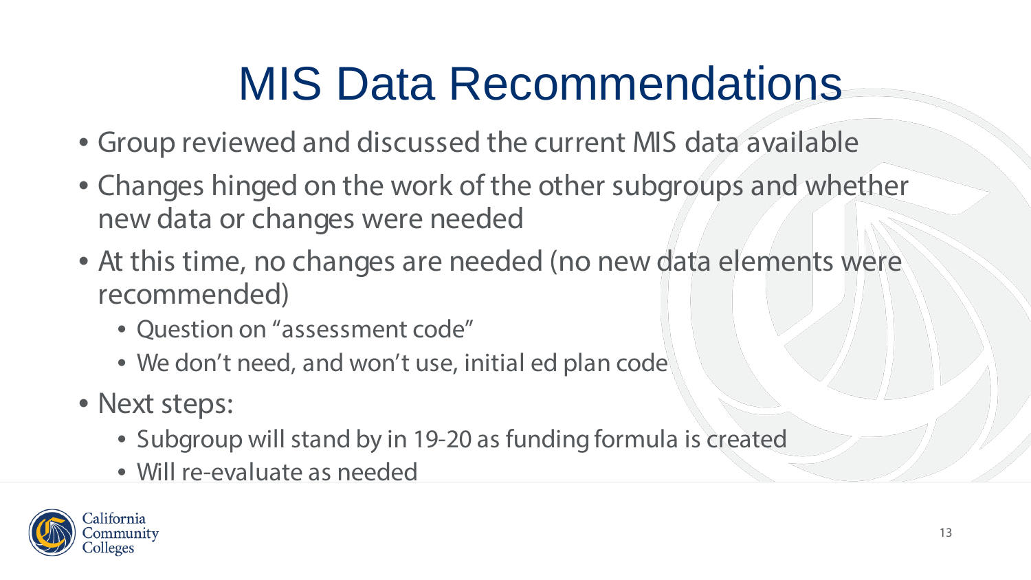# MIS Data Recommendations

- Group reviewed and discussed the current MIS data available
- Changes hinged on the work of the other subgroups and whether new data or changes were needed
- At this time, no changes are needed (no new data elements were recommended)
  - Question on "assessment code"
  - We don't need, and won't use, initial ed plan code
- Next steps:
  - Subgroup will stand by in 19-20 as funding formula is created
  - Will re-evaluate as needed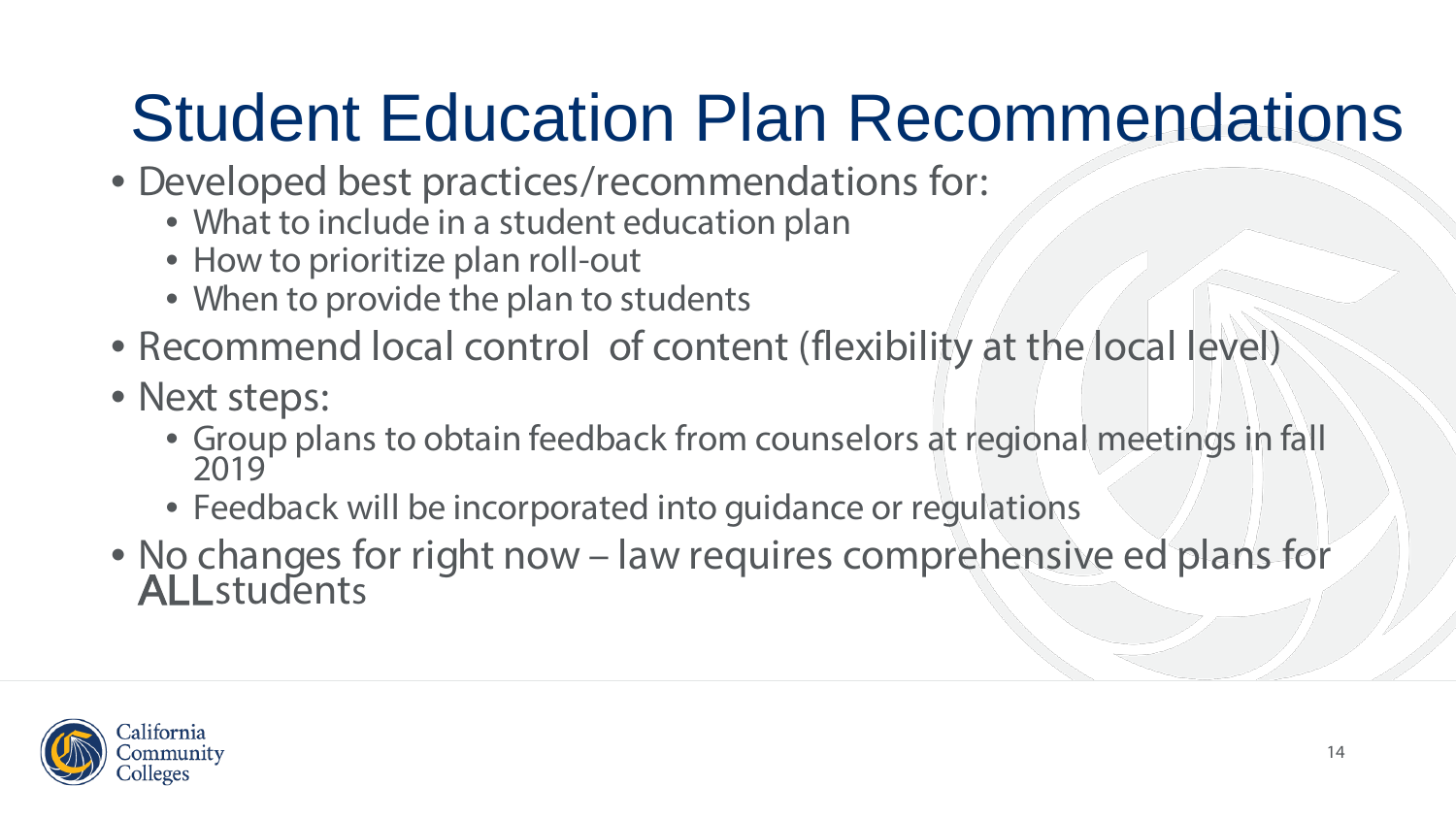# Student Education Plan Recommendations

- Developed best practices/recommendations for:
  - What to include in a student education plan
  - How to prioritize plan roll-out
  - When to provide the plan to students
- Recommend local control of content (flexibility at the local level)
- Next steps:
  - Group plans to obtain feedback from counselors at regional meetings in fall 2019
  - Feedback will be incorporated into guidance or regulations
- No changes for right now – law requires comprehensive ed plans for **ALL** students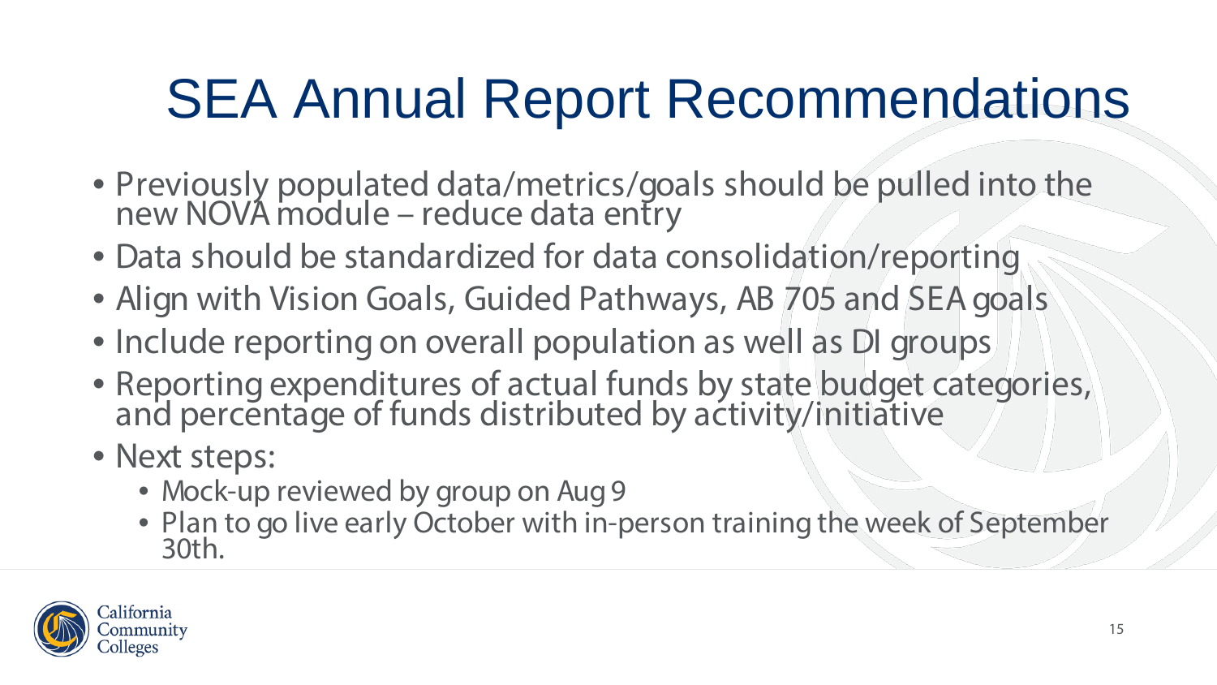# SEA Annual Report Recommendations

- Previously populated data/metrics/goals should be pulled into the new NOVA module – reduce data entry
- Data should be standardized for data consolidation/reporting
- Align with Vision Goals, Guided Pathways, AB 705 and SEA goals
- Include reporting on overall population as well as DI groups
- Reporting expenditures of actual funds by state budget categories, and percentage of funds distributed by activity/initiative
- Next steps:
  - Mock-up reviewed by group on Aug 9
  - Plan to go live early October with in-person training the week of September 30th.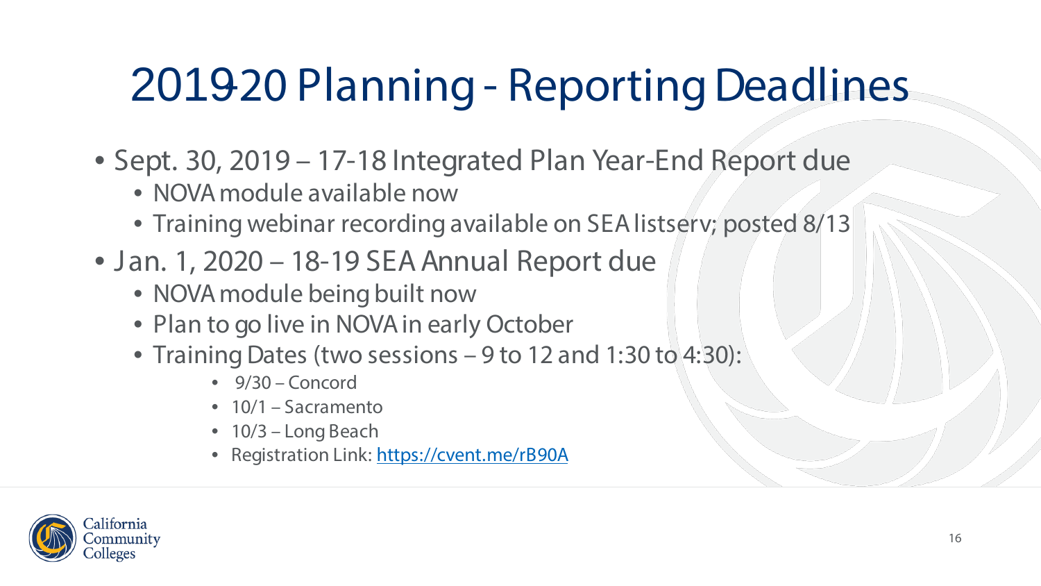# 2019-20 Planning - Reporting Deadlines

- Sept. 30, 2019 – 17-18 Integrated Plan Year-End Report due
  - NOVA module available now
  - Training webinar recording available on SEA listserv; posted 8/13
- Jan. 1, 2020 – 18-19 SEA Annual Report due
  - NOVA module being built now
  - Plan to go live in NOVA in early October
  - Training Dates (two sessions – 9 to 12 and 1:30 to 4:30):
    - 9/30 – Concord
    - 10/1 – Sacramento
    - 10/3 – Long Beach
    - Registration Link: [https://cvent.me/rB90A](https://cvent.me/rB90A)

California Community Colleges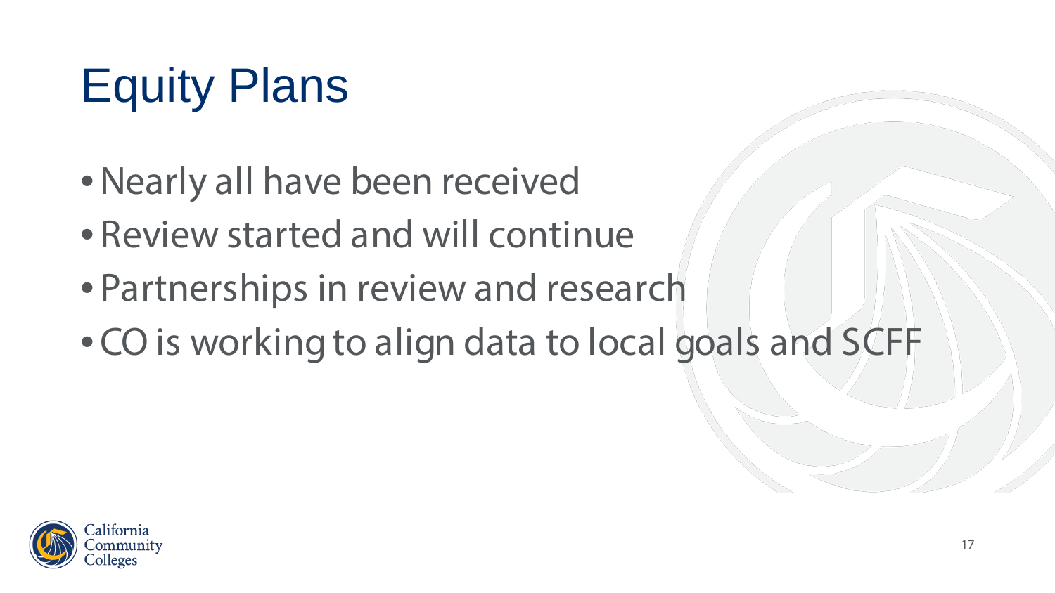# Equity Plans

- Nearly all have been received
- Review started and will continue
- Partnerships in review and research
- CO is working to align data to local goals and SCFF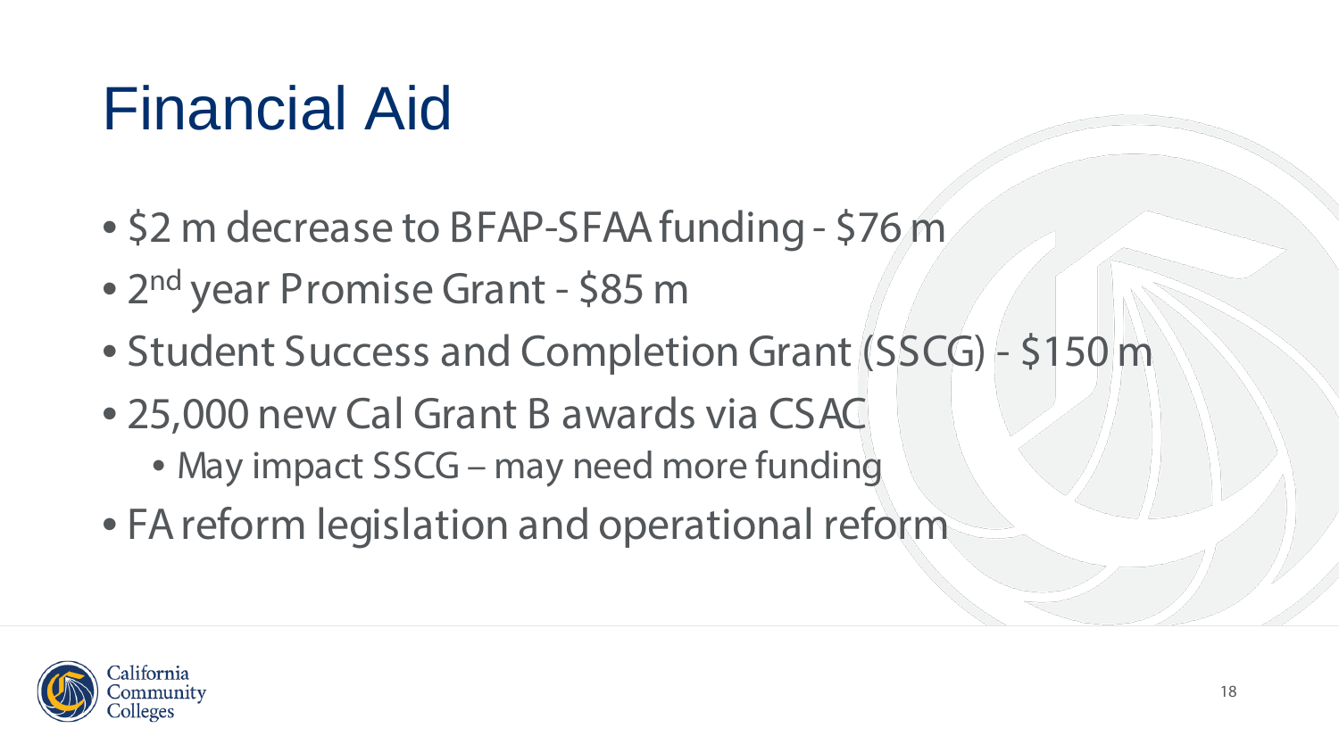# Financial Aid

- $2 m decrease to BFAP-SFAA funding - $76 m
- 2nd year Promise Grant - $85 m
- Student Success and Completion Grant (SSCG) - $150 m
- 25,000 new Cal Grant B awards via CSAC
  - May impact SSCG – may need more funding
- FA reform legislation and operational reform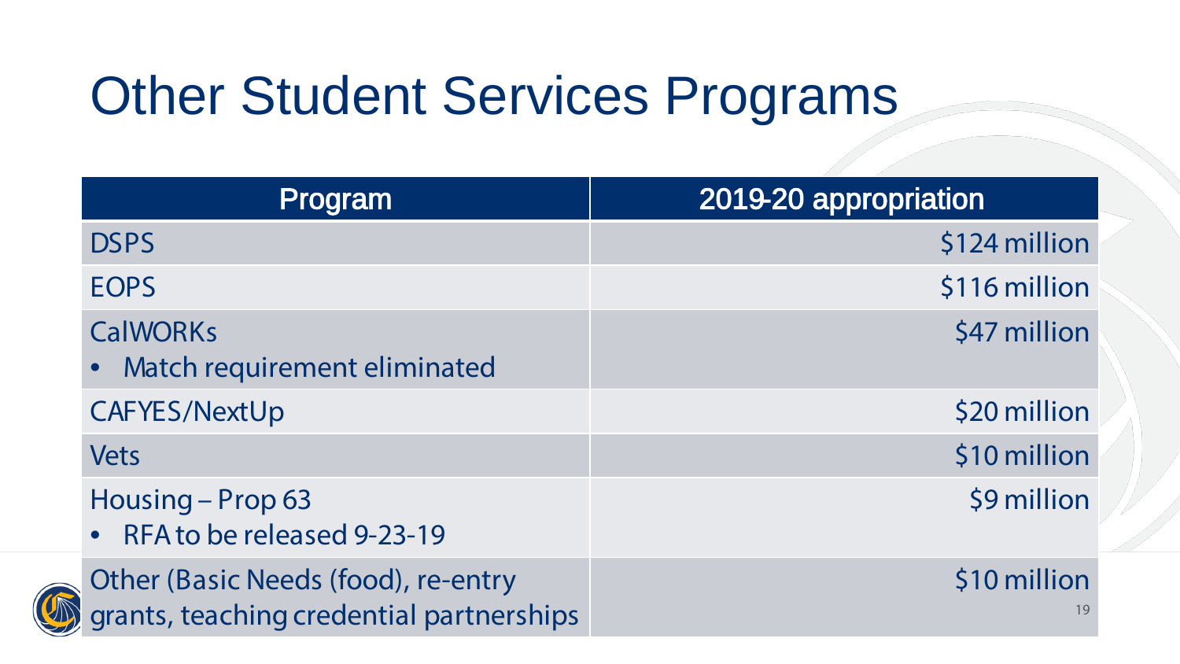# Other Student Services Programs

| Program | 2019-20 appropriation |
| --- | --- |
| DSPS | $124 million |
| EOPS | $116 million |
| CalWORKs<br>• Match requirement eliminated | $47 million |
| CAFYES/NextUp | $20 million |
| Vets | $10 million |
| Housing – Prop 63<br>• RFA to be released 9-23-19 | $9 million |
| Other (Basic Needs (food), re-entry grants, teaching credential partnerships | $10 million |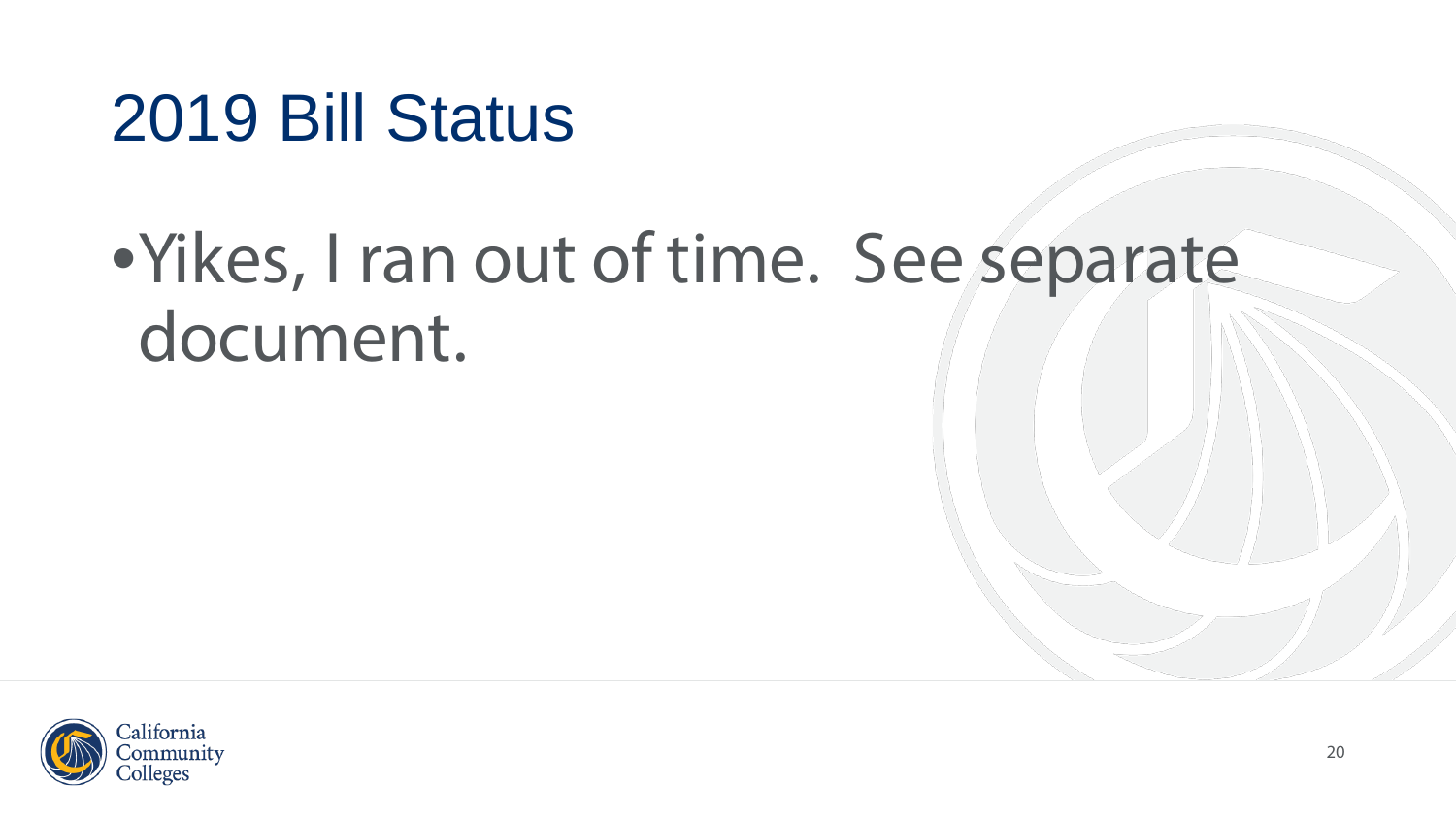# 2019 Bill Status

- Yikes, I ran out of time. See separate document.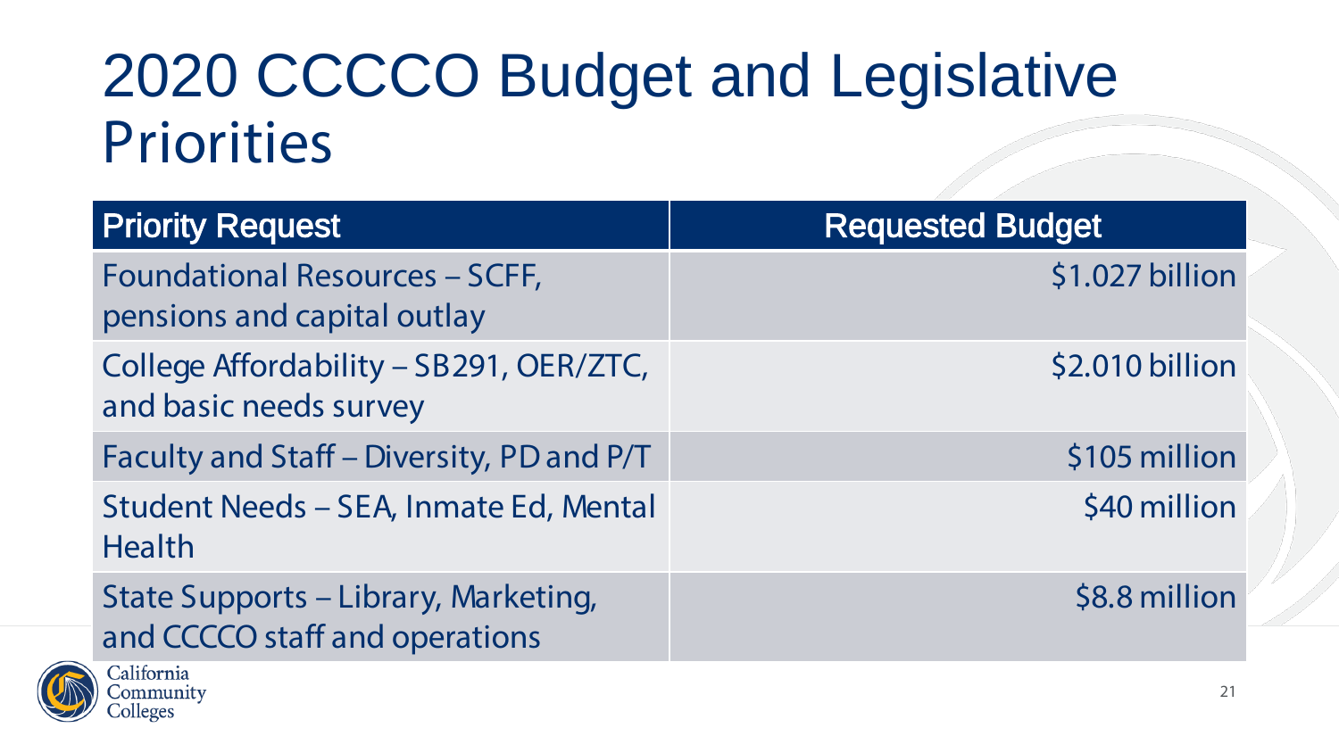# 2020 CCCCO Budget and Legislative Priorities

| Priority Request | Requested Budget |
| --- | --- |
| Foundational Resources – SCFF, pensions and capital outlay | $1.027 billion |
| College Affordability – SB291, OER/ZTC, and basic needs survey | $2.010 billion |
| Faculty and Staff – Diversity, PD and P/T | $105 million |
| Student Needs – SEA, Inmate Ed, Mental Health | $40 million |
| State Supports – Library, Marketing, and CCCCO staff and operations | $8.8 million |

California Community Colleges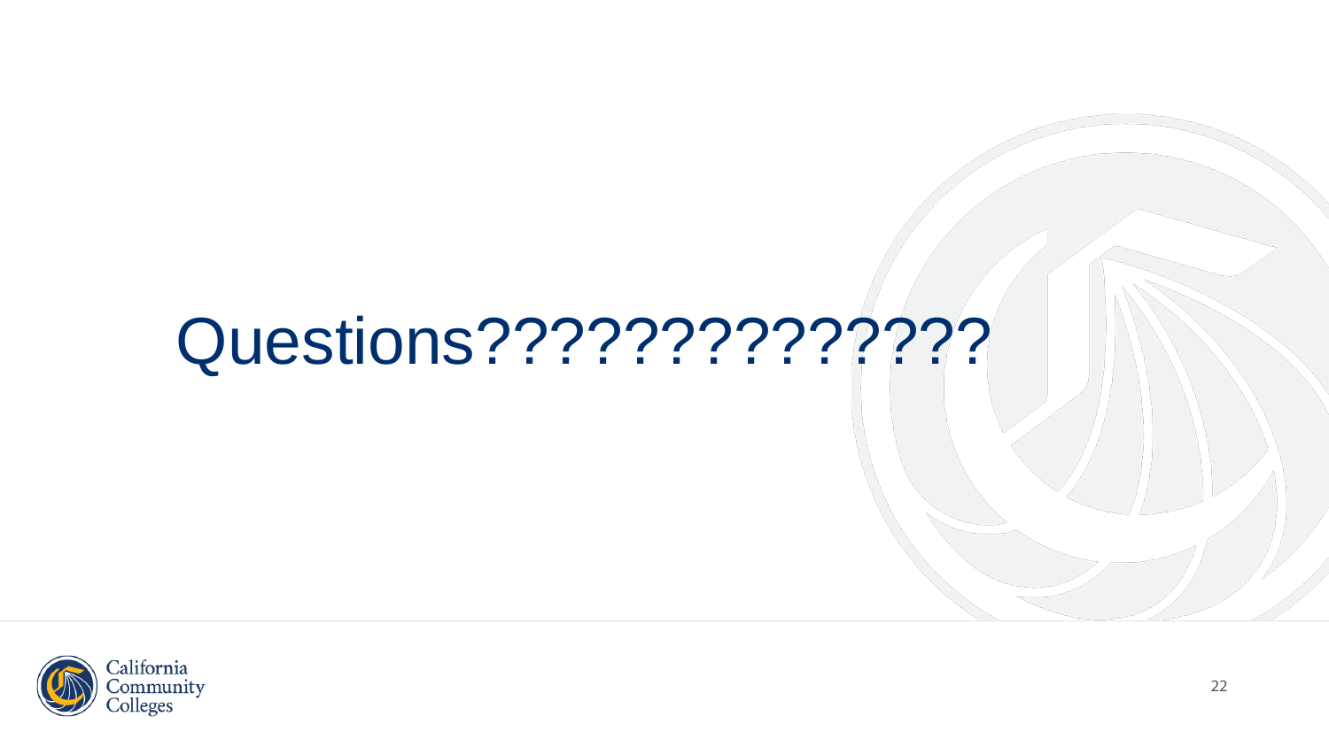# Questions???????????????